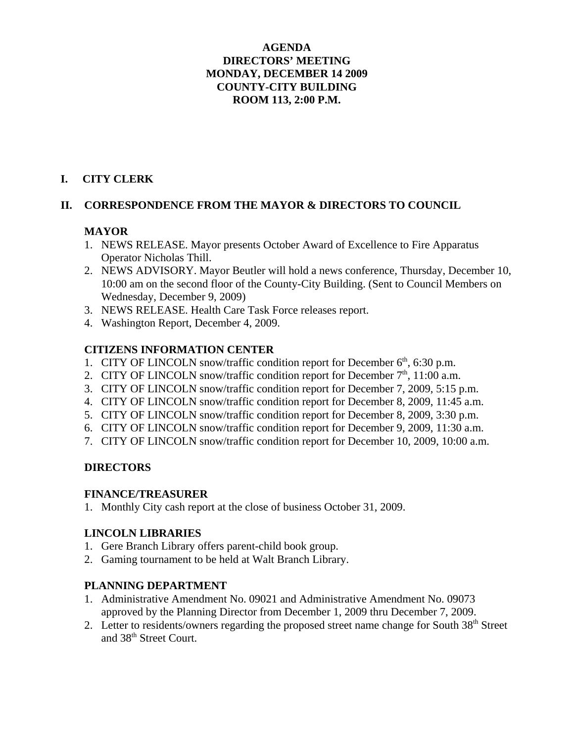# AGENDA
# DIRECTORS' MEETING
# MONDAY, DECEMBER 14 2009
# COUNTY-CITY BUILDING
# ROOM 113, 2:00 P.M.

## I. CITY CLERK

## II. CORRESPONDENCE FROM THE MAYOR & DIRECTORS TO COUNCIL

### MAYOR

1. NEWS RELEASE. Mayor presents October Award of Excellence to Fire Apparatus Operator Nicholas Thill.
2. NEWS ADVISORY. Mayor Beutler will hold a news conference, Thursday, December 10, 10:00 am on the second floor of the County-City Building. (Sent to Council Members on Wednesday, December 9, 2009)
3. NEWS RELEASE. Health Care Task Force releases report.
4. Washington Report, December 4, 2009.

### CITIZENS INFORMATION CENTER

1. CITY OF LINCOLN snow/traffic condition report for December 6th, 6:30 p.m.
2. CITY OF LINCOLN snow/traffic condition report for December 7th, 11:00 a.m.
3. CITY OF LINCOLN snow/traffic condition report for December 7, 2009, 5:15 p.m.
4. CITY OF LINCOLN snow/traffic condition report for December 8, 2009, 11:45 a.m.
5. CITY OF LINCOLN snow/traffic condition report for December 8, 2009, 3:30 p.m.
6. CITY OF LINCOLN snow/traffic condition report for December 9, 2009, 11:30 a.m.
7. CITY OF LINCOLN snow/traffic condition report for December 10, 2009, 10:00 a.m.

### DIRECTORS

### FINANCE/TREASURER

1. Monthly City cash report at the close of business October 31, 2009.

### LINCOLN LIBRARIES

1. Gere Branch Library offers parent-child book group.
2. Gaming tournament to be held at Walt Branch Library.

### PLANNING DEPARTMENT

1. Administrative Amendment No. 09021 and Administrative Amendment No. 09073 approved by the Planning Director from December 1, 2009 thru December 7, 2009.
2. Letter to residents/owners regarding the proposed street name change for South 38th Street and 38th Street Court.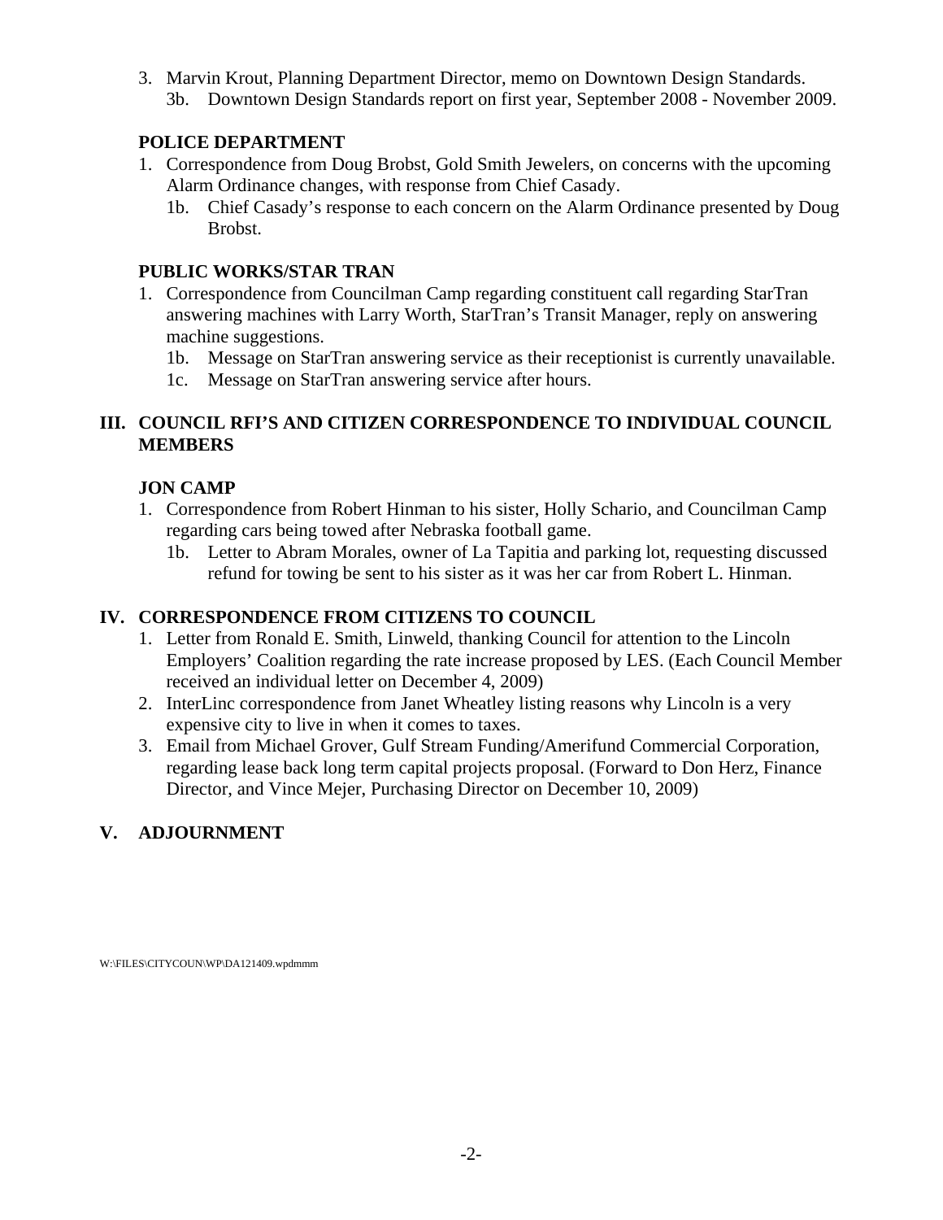3. Marvin Krout, Planning Department Director, memo on Downtown Design Standards.
   - 3b. Downtown Design Standards report on first year, September 2008 - November 2009.

**POLICE DEPARTMENT**

1. Correspondence from Doug Brobst, Gold Smith Jewelers, on concerns with the upcoming Alarm Ordinance changes, with response from Chief Casady.
   - 1b. Chief Casady's response to each concern on the Alarm Ordinance presented by Doug Brobst.

**PUBLIC WORKS/STAR TRAN**

1. Correspondence from Councilman Camp regarding constituent call regarding StarTran answering machines with Larry Worth, StarTran's Transit Manager, reply on answering machine suggestions.
   - 1b. Message on StarTran answering service as their receptionist is currently unavailable.
   - 1c. Message on StarTran answering service after hours.

## III. COUNCIL RFI'S AND CITIZEN CORRESPONDENCE TO INDIVIDUAL COUNCIL MEMBERS

**JON CAMP**

1. Correspondence from Robert Hinman to his sister, Holly Schario, and Councilman Camp regarding cars being towed after Nebraska football game.
   - 1b. Letter to Abram Morales, owner of La Tapitia and parking lot, requesting discussed refund for towing be sent to his sister as it was her car from Robert L. Hinman.

## IV. CORRESPONDENCE FROM CITIZENS TO COUNCIL

1. Letter from Ronald E. Smith, Linweld, thanking Council for attention to the Lincoln Employers' Coalition regarding the rate increase proposed by LES. (Each Council Member received an individual letter on December 4, 2009)
2. InterLinc correspondence from Janet Wheatley listing reasons why Lincoln is a very expensive city to live in when it comes to taxes.
3. Email from Michael Grover, Gulf Stream Funding/Amerifund Commercial Corporation, regarding lease back long term capital projects proposal. (Forward to Don Herz, Finance Director, and Vince Mejer, Purchasing Director on December 10, 2009)

## V. ADJOURNMENT

W:\FILES\CITYCOUN\WP\DA121409.wpdmmm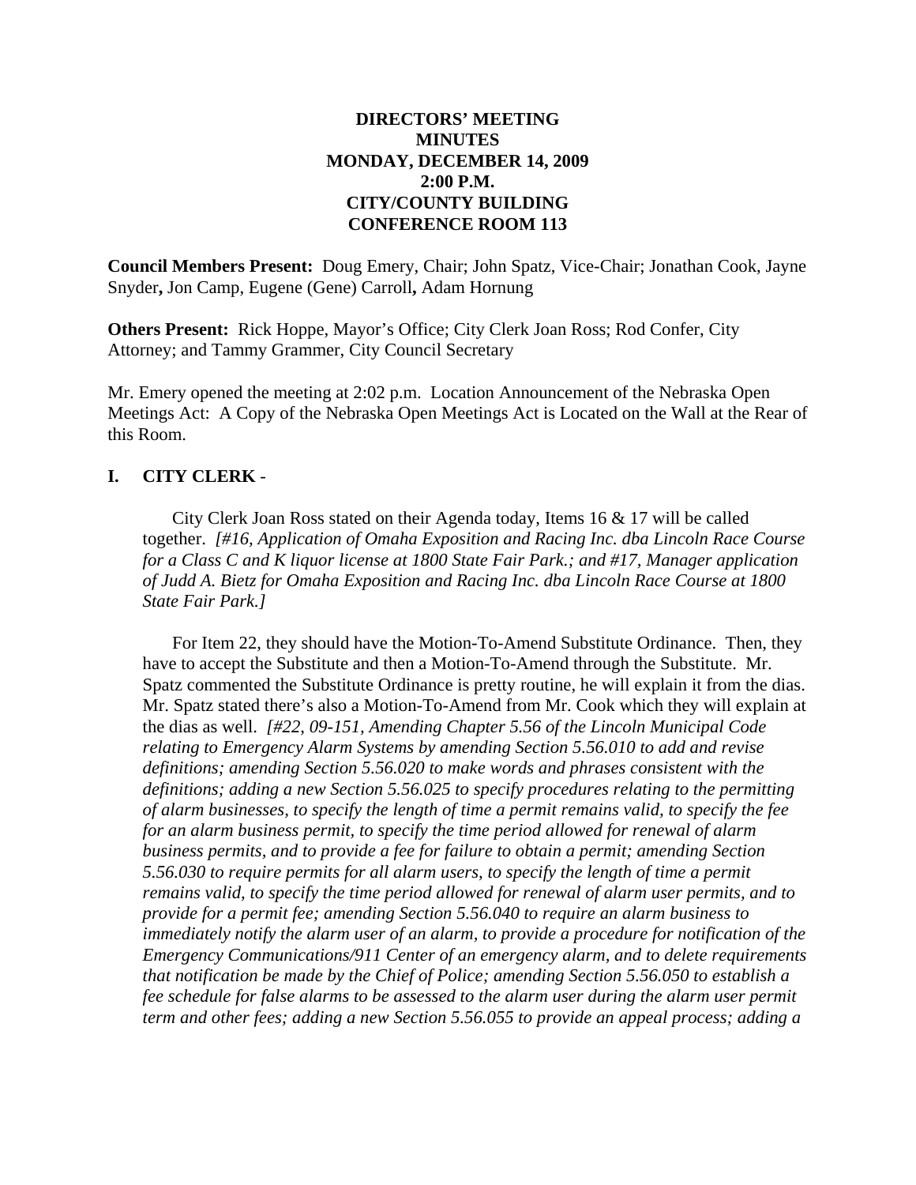**DIRECTORS' MEETING**
**MINUTES**
**MONDAY, DECEMBER 14, 2009**
**2:00 P.M.**
**CITY/COUNTY BUILDING**
**CONFERENCE ROOM 113**

**Council Members Present:** Doug Emery, Chair; John Spatz, Vice-Chair; Jonathan Cook, Jayne Snyder**,** Jon Camp, Eugene (Gene) Carroll**,** Adam Hornung

**Others Present:** Rick Hoppe, Mayor's Office; City Clerk Joan Ross; Rod Confer, City Attorney; and Tammy Grammer, City Council Secretary

Mr. Emery opened the meeting at 2:02 p.m. Location Announcement of the Nebraska Open Meetings Act: A Copy of the Nebraska Open Meetings Act is Located on the Wall at the Rear of this Room.

## I. CITY CLERK -

City Clerk Joan Ross stated on their Agenda today, Items 16 & 17 will be called together. *[#16, Application of Omaha Exposition and Racing Inc. dba Lincoln Race Course for a Class C and K liquor license at 1800 State Fair Park.; and #17, Manager application of Judd A. Bietz for Omaha Exposition and Racing Inc. dba Lincoln Race Course at 1800 State Fair Park.]*

For Item 22, they should have the Motion-To-Amend Substitute Ordinance. Then, they have to accept the Substitute and then a Motion-To-Amend through the Substitute. Mr. Spatz commented the Substitute Ordinance is pretty routine, he will explain it from the dias. Mr. Spatz stated there's also a Motion-To-Amend from Mr. Cook which they will explain at the dias as well. *[#22, 09-151, Amending Chapter 5.56 of the Lincoln Municipal Code relating to Emergency Alarm Systems by amending Section 5.56.010 to add and revise definitions; amending Section 5.56.020 to make words and phrases consistent with the definitions; adding a new Section 5.56.025 to specify procedures relating to the permitting of alarm businesses, to specify the length of time a permit remains valid, to specify the fee for an alarm business permit, to specify the time period allowed for renewal of alarm business permits, and to provide a fee for failure to obtain a permit; amending Section 5.56.030 to require permits for all alarm users, to specify the length of time a permit remains valid, to specify the time period allowed for renewal of alarm user permits, and to provide for a permit fee; amending Section 5.56.040 to require an alarm business to immediately notify the alarm user of an alarm, to provide a procedure for notification of the Emergency Communications/911 Center of an emergency alarm, and to delete requirements that notification be made by the Chief of Police; amending Section 5.56.050 to establish a fee schedule for false alarms to be assessed to the alarm user during the alarm user permit term and other fees; adding a new Section 5.56.055 to provide an appeal process; adding a*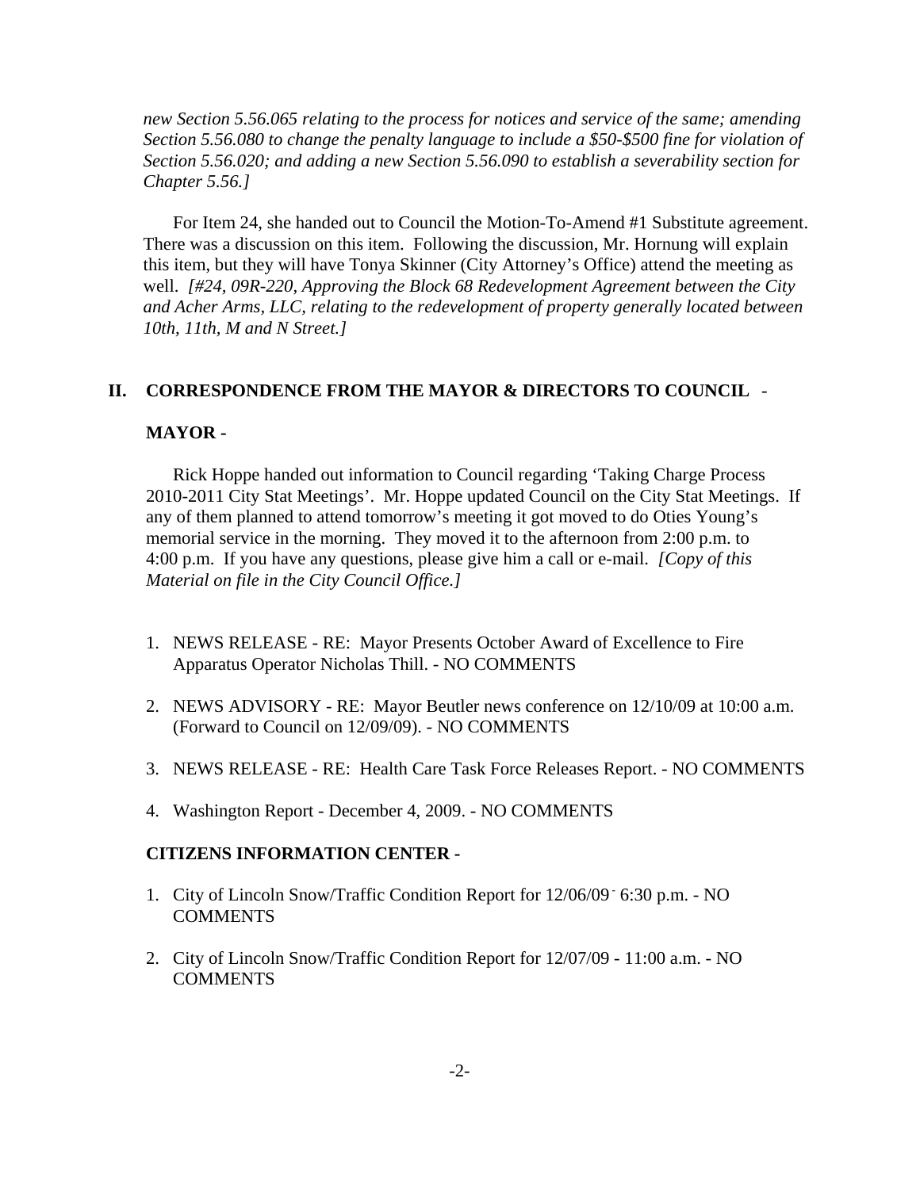*new Section 5.56.065 relating to the process for notices and service of the same; amending Section 5.56.080 to change the penalty language to include a $50-$500 fine for violation of Section 5.56.020; and adding a new Section 5.56.090 to establish a severability section for Chapter 5.56.]*

For Item 24, she handed out to Council the Motion-To-Amend #1 Substitute agreement. There was a discussion on this item. Following the discussion, Mr. Hornung will explain this item, but they will have Tonya Skinner (City Attorney's Office) attend the meeting as well. *[#24, 09R-220, Approving the Block 68 Redevelopment Agreement between the City and Acher Arms, LLC, relating to the redevelopment of property generally located between 10th, 11th, M and N Street.]*

## II. CORRESPONDENCE FROM THE MAYOR & DIRECTORS TO COUNCIL -

### MAYOR -

Rick Hoppe handed out information to Council regarding 'Taking Charge Process 2010-2011 City Stat Meetings'. Mr. Hoppe updated Council on the City Stat Meetings. If any of them planned to attend tomorrow's meeting it got moved to do Oties Young's memorial service in the morning. They moved it to the afternoon from 2:00 p.m. to 4:00 p.m. If you have any questions, please give him a call or e-mail. *[Copy of this Material on file in the City Council Office.]*

1. NEWS RELEASE - RE: Mayor Presents October Award of Excellence to Fire Apparatus Operator Nicholas Thill. - NO COMMENTS
2. NEWS ADVISORY - RE: Mayor Beutler news conference on 12/10/09 at 10:00 a.m. (Forward to Council on 12/09/09). - NO COMMENTS
3. NEWS RELEASE - RE: Health Care Task Force Releases Report. - NO COMMENTS
4. Washington Report - December 4, 2009. - NO COMMENTS

### CITIZENS INFORMATION CENTER -

1. City of Lincoln Snow/Traffic Condition Report for 12/06/09 - 6:30 p.m. - NO COMMENTS
2. City of Lincoln Snow/Traffic Condition Report for 12/07/09 - 11:00 a.m. - NO COMMENTS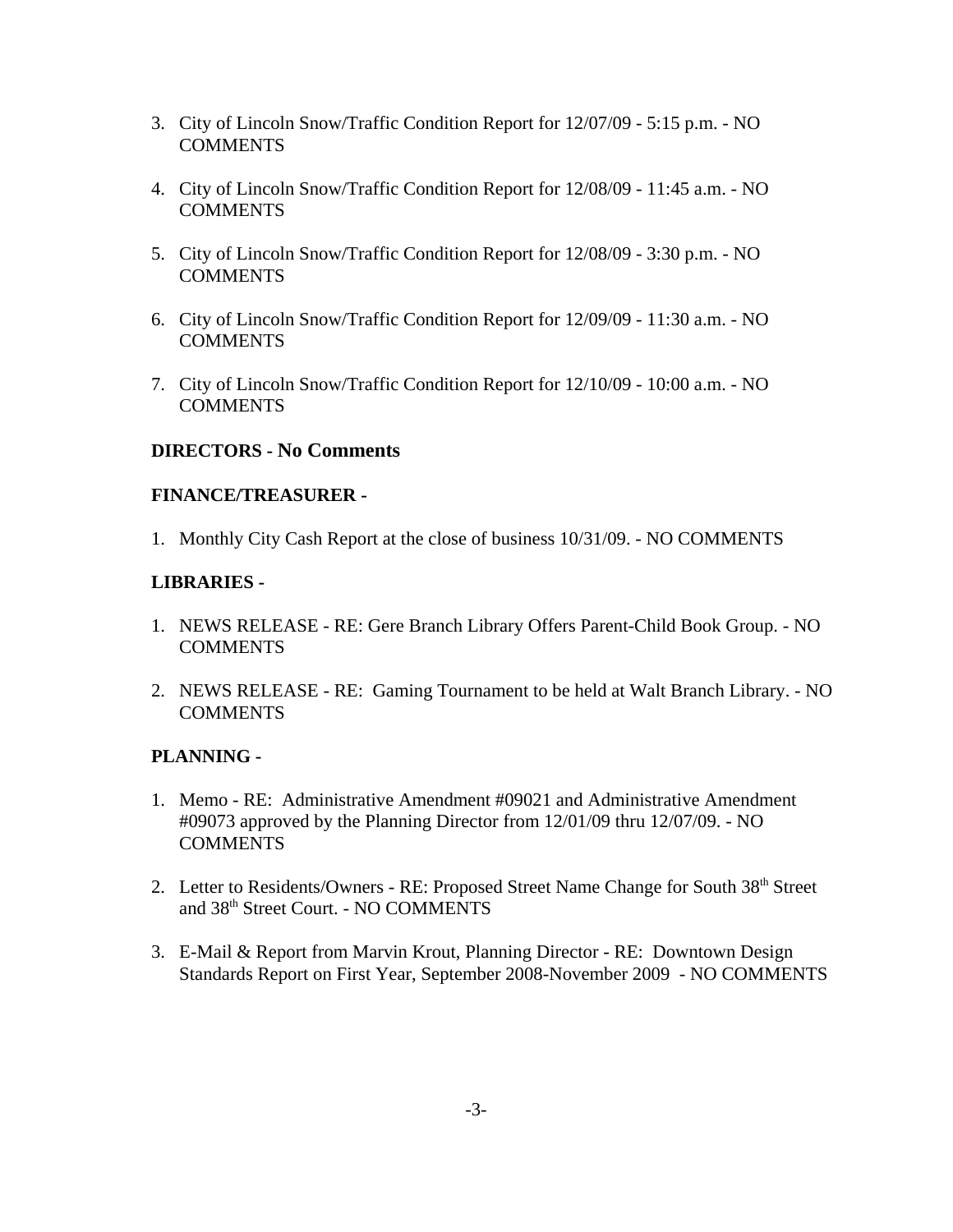3. City of Lincoln Snow/Traffic Condition Report for 12/07/09 - 5:15 p.m. - NO COMMENTS

4. City of Lincoln Snow/Traffic Condition Report for 12/08/09 - 11:45 a.m. - NO COMMENTS

5. City of Lincoln Snow/Traffic Condition Report for 12/08/09 - 3:30 p.m. - NO COMMENTS

6. City of Lincoln Snow/Traffic Condition Report for 12/09/09 - 11:30 a.m. - NO COMMENTS

7. City of Lincoln Snow/Traffic Condition Report for 12/10/09 - 10:00 a.m. - NO COMMENTS

**DIRECTORS - No Comments**

**FINANCE/TREASURER -**

1. Monthly City Cash Report at the close of business 10/31/09. - NO COMMENTS

**LIBRARIES -**

1. NEWS RELEASE - RE: Gere Branch Library Offers Parent-Child Book Group. - NO COMMENTS

2. NEWS RELEASE - RE: Gaming Tournament to be held at Walt Branch Library. - NO COMMENTS

**PLANNING -**

1. Memo - RE: Administrative Amendment #09021 and Administrative Amendment #09073 approved by the Planning Director from 12/01/09 thru 12/07/09. - NO COMMENTS

2. Letter to Residents/Owners - RE: Proposed Street Name Change for South 38th Street and 38th Street Court. - NO COMMENTS

3. E-Mail & Report from Marvin Krout, Planning Director - RE: Downtown Design Standards Report on First Year, September 2008-November 2009 - NO COMMENTS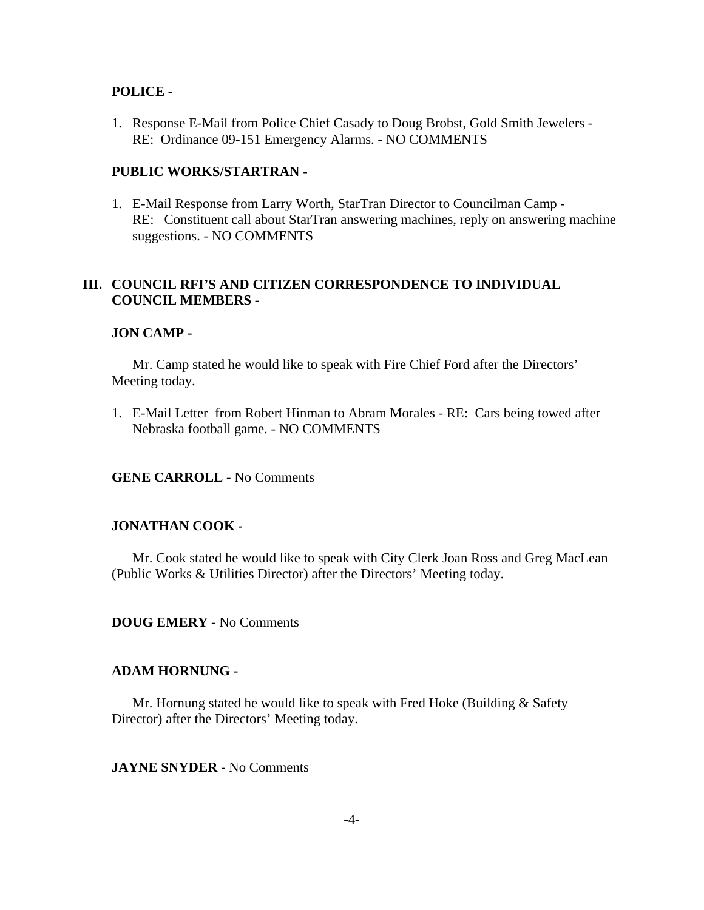**POLICE -**

1. Response E-Mail from Police Chief Casady to Doug Brobst, Gold Smith Jewelers - RE: Ordinance 09-151 Emergency Alarms. - NO COMMENTS

**PUBLIC WORKS/STARTRAN** -

1. E-Mail Response from Larry Worth, StarTran Director to Councilman Camp - RE: Constituent call about StarTran answering machines, reply on answering machine suggestions. - NO COMMENTS

## III. COUNCIL RFI'S AND CITIZEN CORRESPONDENCE TO INDIVIDUAL COUNCIL MEMBERS -

**JON CAMP -**

Mr. Camp stated he would like to speak with Fire Chief Ford after the Directors' Meeting today.

1. E-Mail Letter from Robert Hinman to Abram Morales - RE: Cars being towed after Nebraska football game. - NO COMMENTS

**GENE CARROLL -** No Comments

**JONATHAN COOK -**

Mr. Cook stated he would like to speak with City Clerk Joan Ross and Greg MacLean (Public Works & Utilities Director) after the Directors' Meeting today.

**DOUG EMERY -** No Comments

**ADAM HORNUNG -**

Mr. Hornung stated he would like to speak with Fred Hoke (Building & Safety Director) after the Directors' Meeting today.

**JAYNE SNYDER -** No Comments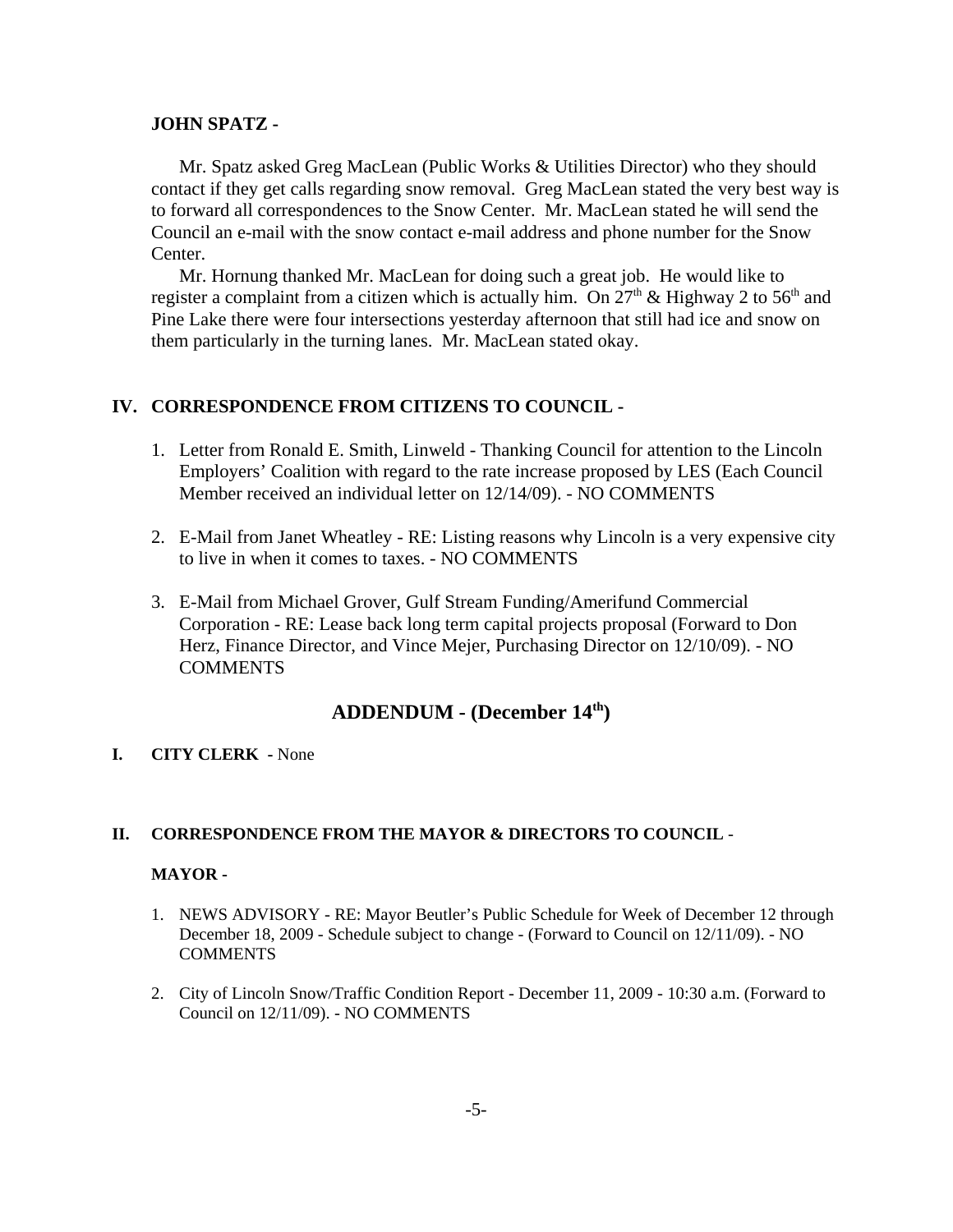**JOHN SPATZ -**

Mr. Spatz asked Greg MacLean (Public Works & Utilities Director) who they should contact if they get calls regarding snow removal. Greg MacLean stated the very best way is to forward all correspondences to the Snow Center. Mr. MacLean stated he will send the Council an e-mail with the snow contact e-mail address and phone number for the Snow Center.

Mr. Hornung thanked Mr. MacLean for doing such a great job. He would like to register a complaint from a citizen which is actually him. On 27th & Highway 2 to 56th and Pine Lake there were four intersections yesterday afternoon that still had ice and snow on them particularly in the turning lanes. Mr. MacLean stated okay.

## IV. CORRESPONDENCE FROM CITIZENS TO COUNCIL -

1. Letter from Ronald E. Smith, Linweld - Thanking Council for attention to the Lincoln Employers' Coalition with regard to the rate increase proposed by LES (Each Council Member received an individual letter on 12/14/09). - NO COMMENTS

2. E-Mail from Janet Wheatley - RE: Listing reasons why Lincoln is a very expensive city to live in when it comes to taxes. - NO COMMENTS

3. E-Mail from Michael Grover, Gulf Stream Funding/Amerifund Commercial Corporation - RE: Lease back long term capital projects proposal (Forward to Don Herz, Finance Director, and Vince Mejer, Purchasing Director on 12/10/09). - NO COMMENTS

# ADDENDUM - (December 14th)

## I. CITY CLERK - None

## II. CORRESPONDENCE FROM THE MAYOR & DIRECTORS TO COUNCIL -

**MAYOR -**

1. NEWS ADVISORY - RE: Mayor Beutler's Public Schedule for Week of December 12 through December 18, 2009 - Schedule subject to change - (Forward to Council on 12/11/09). - NO COMMENTS

2. City of Lincoln Snow/Traffic Condition Report - December 11, 2009 - 10:30 a.m. (Forward to Council on 12/11/09). - NO COMMENTS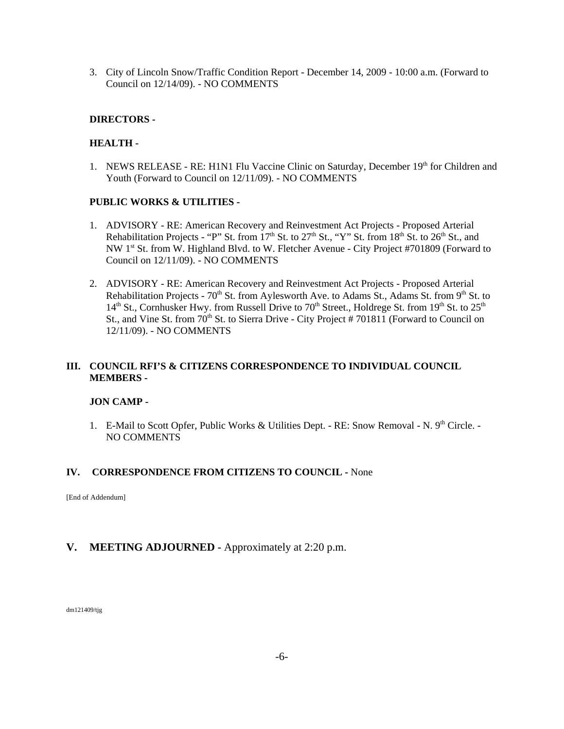3. City of Lincoln Snow/Traffic Condition Report - December 14, 2009 - 10:00 a.m. (Forward to Council on 12/14/09). - NO COMMENTS

**DIRECTORS -**

**HEALTH -**

1. NEWS RELEASE - RE: H1N1 Flu Vaccine Clinic on Saturday, December 19th for Children and Youth (Forward to Council on 12/11/09). - NO COMMENTS

**PUBLIC WORKS & UTILITIES -**

1. ADVISORY - RE: American Recovery and Reinvestment Act Projects - Proposed Arterial Rehabilitation Projects - "P" St. from 17th St. to 27th St., "Y" St. from 18th St. to 26th St., and NW 1st St. from W. Highland Blvd. to W. Fletcher Avenue - City Project #701809 (Forward to Council on 12/11/09). - NO COMMENTS

2. ADVISORY - RE: American Recovery and Reinvestment Act Projects - Proposed Arterial Rehabilitation Projects - 70th St. from Aylesworth Ave. to Adams St., Adams St. from 9th St. to 14th St., Cornhusker Hwy. from Russell Drive to 70th Street., Holdrege St. from 19th St. to 25th St., and Vine St. from 70th St. to Sierra Drive - City Project # 701811 (Forward to Council on 12/11/09). - NO COMMENTS

## III. COUNCIL RFI'S & CITIZENS CORRESPONDENCE TO INDIVIDUAL COUNCIL MEMBERS -

**JON CAMP -**

1. E-Mail to Scott Opfer, Public Works & Utilities Dept. - RE: Snow Removal - N. 9th Circle. - NO COMMENTS

## IV. CORRESPONDENCE FROM CITIZENS TO COUNCIL - None

[End of Addendum]

## V. MEETING ADJOURNED - Approximately at 2:20 p.m.

dm121409/tjg